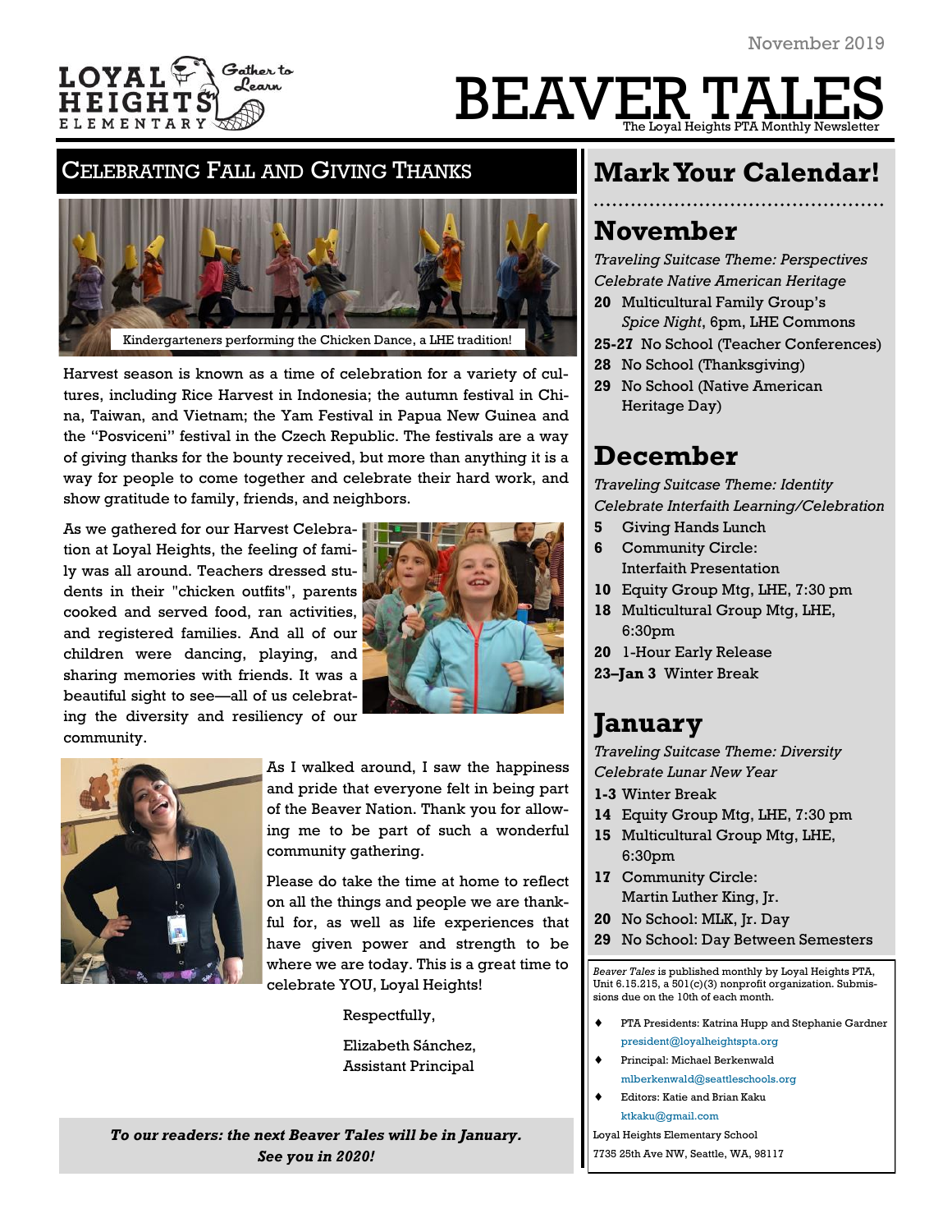November 2019

LOYAL HEIGHTS ELEMENTARY — Gather to Learn

# BEAVER TALES

The Loyal Heights PTA Monthly Newsletter

## Celebrating Fall and Giving Thanks

Kindergarteners performing the Chicken Dance, a LHE tradition!

Harvest season is known as a time of celebration for a variety of cultures, including Rice Harvest in Indonesia; the autumn festival in China, Taiwan, and Vietnam; the Yam Festival in Papua New Guinea and the "Posviceni" festival in the Czech Republic. The festivals are a way of giving thanks for the bounty received, but more than anything it is a way for people to come together and celebrate their hard work, and show gratitude to family, friends, and neighbors.

As we gathered for our Harvest Celebration at Loyal Heights, the feeling of family was all around. Teachers dressed students in their "chicken outfits", parents cooked and served food, ran activities, and registered families. And all of our children were dancing, playing, and sharing memories with friends. It was a beautiful sight to see—all of us celebrating the diversity and resiliency of our community.

As I walked around, I saw the happiness and pride that everyone felt in being part of the Beaver Nation. Thank you for allowing me to be part of such a wonderful community gathering.

Please do take the time at home to reflect on all the things and people we are thankful for, as well as life experiences that have given power and strength to be where we are today. This is a great time to celebrate YOU, Loyal Heights!

Respectfully,

Elizabeth Sánchez,
Assistant Principal

***To our readers: the next Beaver Tales will be in January. See you in 2020!***

## Mark Your Calendar!

### November

*Traveling Suitcase Theme: Perspectives*
*Celebrate Native American Heritage*

- **20** Multicultural Family Group's *Spice Night*, 6pm, LHE Commons
- **25-27** No School (Teacher Conferences)
- **28** No School (Thanksgiving)
- **29** No School (Native American Heritage Day)

### December

*Traveling Suitcase Theme: Identity*
*Celebrate Interfaith Learning/Celebration*

- **5** Giving Hands Lunch
- **6** Community Circle: Interfaith Presentation
- **10** Equity Group Mtg, LHE, 7:30 pm
- **18** Multicultural Group Mtg, LHE, 6:30pm
- **20** 1-Hour Early Release
- **23–Jan 3** Winter Break

### January

*Traveling Suitcase Theme: Diversity*
*Celebrate Lunar New Year*

- **1-3** Winter Break
- **14** Equity Group Mtg, LHE, 7:30 pm
- **15** Multicultural Group Mtg, LHE, 6:30pm
- **17** Community Circle: Martin Luther King, Jr.
- **20** No School: MLK, Jr. Day
- **29** No School: Day Between Semesters

*Beaver Tales* is published monthly by Loyal Heights PTA, Unit 6.15.215, a 501(c)(3) nonprofit organization. Submissions due on the 10th of each month.

- PTA Presidents: Katrina Hupp and Stephanie Gardner
  president@loyalheightspta.org
- Principal: Michael Berkenwald
  mlberkenwald@seattleschools.org
- Editors: Katie and Brian Kaku
  ktkaku@gmail.com

Loyal Heights Elementary School
7735 25th Ave NW, Seattle, WA, 98117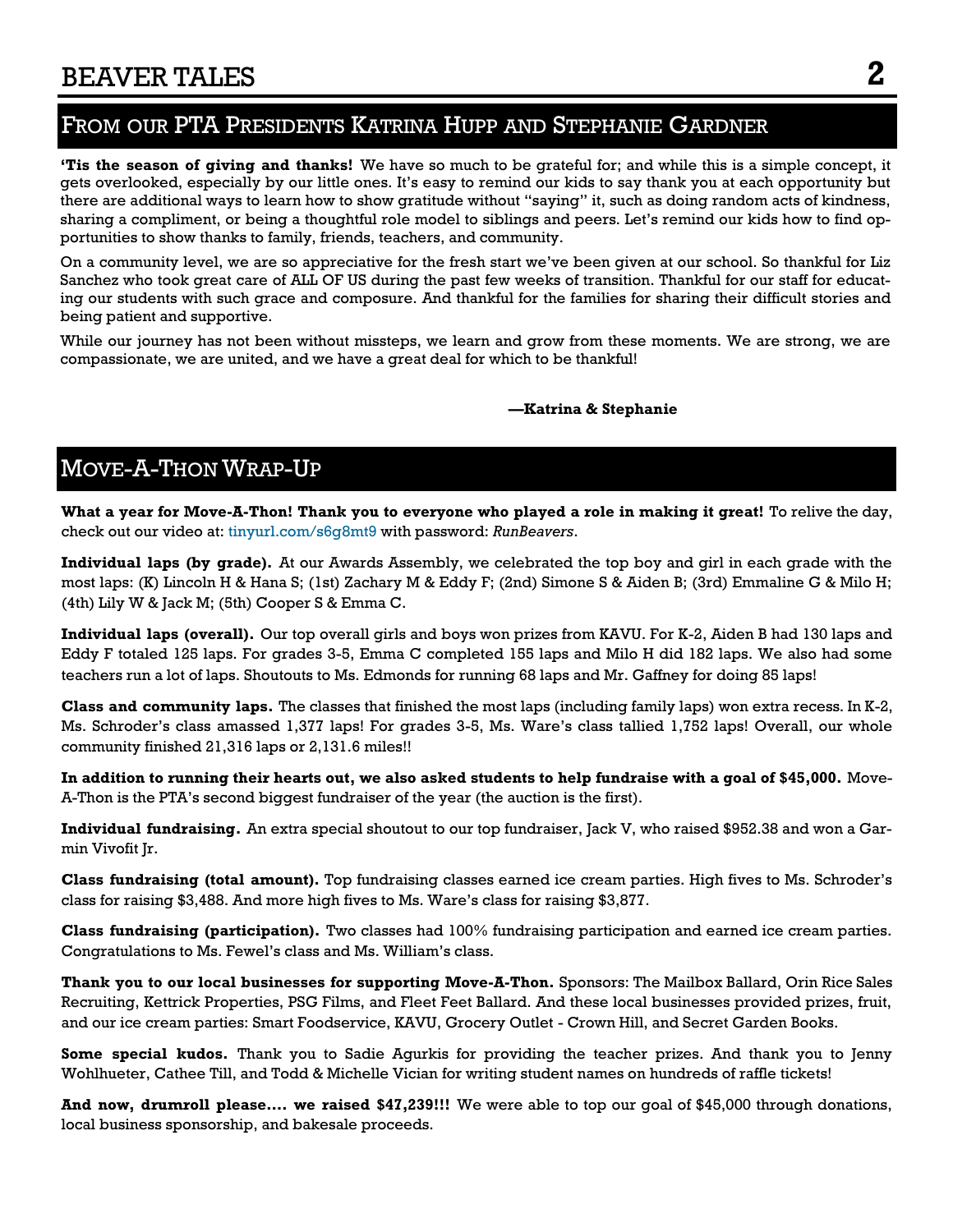## From our PTA Presidents Katrina Hupp and Stephanie Gardner

**'Tis the season of giving and thanks!** We have so much to be grateful for; and while this is a simple concept, it gets overlooked, especially by our little ones. It's easy to remind our kids to say thank you at each opportunity but there are additional ways to learn how to show gratitude without "saying" it, such as doing random acts of kindness, sharing a compliment, or being a thoughtful role model to siblings and peers. Let's remind our kids how to find opportunities to show thanks to family, friends, teachers, and community.

On a community level, we are so appreciative for the fresh start we've been given at our school. So thankful for Liz Sanchez who took great care of ALL OF US during the past few weeks of transition. Thankful for our staff for educating our students with such grace and composure. And thankful for the families for sharing their difficult stories and being patient and supportive.

While our journey has not been without missteps, we learn and grow from these moments. We are strong, we are compassionate, we are united, and we have a great deal for which to be thankful!

**—Katrina & Stephanie**

## Move-A-Thon Wrap-Up

**What a year for Move-A-Thon! Thank you to everyone who played a role in making it great!** To relive the day, check out our video at: tinyurl.com/s6g8mt9 with password: *RunBeavers*.

**Individual laps (by grade).** At our Awards Assembly, we celebrated the top boy and girl in each grade with the most laps: (K) Lincoln H & Hana S; (1st) Zachary M & Eddy F; (2nd) Simone S & Aiden B; (3rd) Emmaline G & Milo H; (4th) Lily W & Jack M; (5th) Cooper S & Emma C.

**Individual laps (overall).** Our top overall girls and boys won prizes from KAVU. For K-2, Aiden B had 130 laps and Eddy F totaled 125 laps. For grades 3-5, Emma C completed 155 laps and Milo H did 182 laps. We also had some teachers run a lot of laps. Shoutouts to Ms. Edmonds for running 68 laps and Mr. Gaffney for doing 85 laps!

**Class and community laps.** The classes that finished the most laps (including family laps) won extra recess. In K-2, Ms. Schroder's class amassed 1,377 laps! For grades 3-5, Ms. Ware's class tallied 1,752 laps! Overall, our whole community finished 21,316 laps or 2,131.6 miles!!

**In addition to running their hearts out, we also asked students to help fundraise with a goal of $45,000.** Move-A-Thon is the PTA's second biggest fundraiser of the year (the auction is the first).

**Individual fundraising.** An extra special shoutout to our top fundraiser, Jack V, who raised $952.38 and won a Garmin Vivofit Jr.

**Class fundraising (total amount).** Top fundraising classes earned ice cream parties. High fives to Ms. Schroder's class for raising $3,488. And more high fives to Ms. Ware's class for raising $3,877.

**Class fundraising (participation).** Two classes had 100% fundraising participation and earned ice cream parties. Congratulations to Ms. Fewel's class and Ms. William's class.

**Thank you to our local businesses for supporting Move-A-Thon.** Sponsors: The Mailbox Ballard, Orin Rice Sales Recruiting, Kettrick Properties, PSG Films, and Fleet Feet Ballard. And these local businesses provided prizes, fruit, and our ice cream parties: Smart Foodservice, KAVU, Grocery Outlet - Crown Hill, and Secret Garden Books.

**Some special kudos.** Thank you to Sadie Agurkis for providing the teacher prizes. And thank you to Jenny Wohlhueter, Cathee Till, and Todd & Michelle Vician for writing student names on hundreds of raffle tickets!

**And now, drumroll please.... we raised $47,239!!!** We were able to top our goal of $45,000 through donations, local business sponsorship, and bakesale proceeds.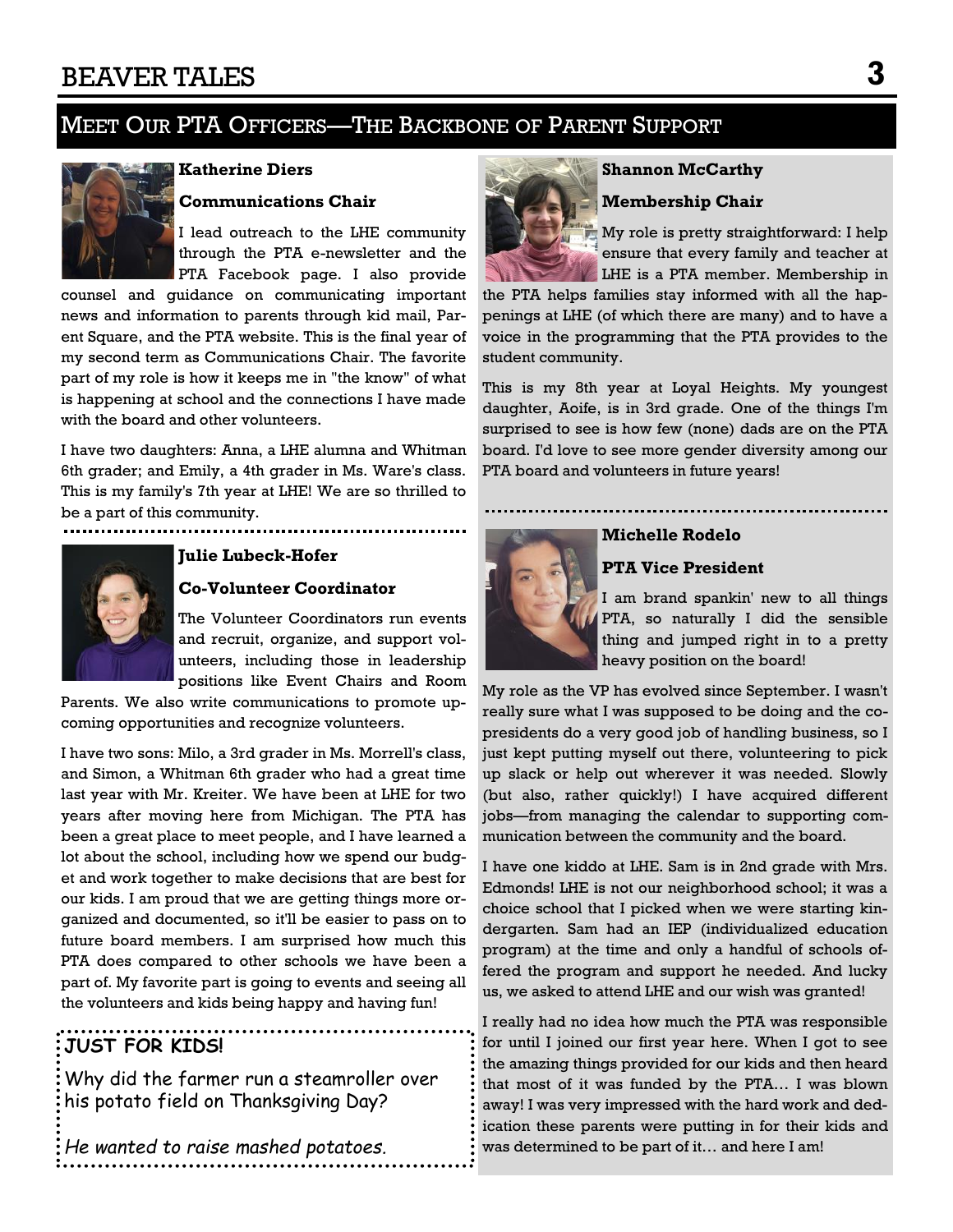## Meet Our PTA Officers—The Backbone of Parent Support

**Katherine Diers**

**Communications Chair**

I lead outreach to the LHE community through the PTA e-newsletter and the PTA Facebook page. I also provide counsel and guidance on communicating important news and information to parents through kid mail, Parent Square, and the PTA website. This is the final year of my second term as Communications Chair. The favorite part of my role is how it keeps me in "the know" of what is happening at school and the connections I have made with the board and other volunteers.

I have two daughters: Anna, a LHE alumna and Whitman 6th grader; and Emily, a 4th grader in Ms. Ware's class. This is my family's 7th year at LHE! We are so thrilled to be a part of this community.

**Julie Lubeck-Hofer**

**Co-Volunteer Coordinator**

The Volunteer Coordinators run events and recruit, organize, and support volunteers, including those in leadership positions like Event Chairs and Room Parents. We also write communications to promote upcoming opportunities and recognize volunteers.

I have two sons: Milo, a 3rd grader in Ms. Morrell's class, and Simon, a Whitman 6th grader who had a great time last year with Mr. Kreiter. We have been at LHE for two years after moving here from Michigan. The PTA has been a great place to meet people, and I have learned a lot about the school, including how we spend our budget and work together to make decisions that are best for our kids. I am proud that we are getting things more organized and documented, so it'll be easier to pass on to future board members. I am surprised how much this PTA does compared to other schools we have been a part of. My favorite part is going to events and seeing all the volunteers and kids being happy and having fun!

**JUST FOR KIDS!**

Why did the farmer run a steamroller over his potato field on Thanksgiving Day?

*He wanted to raise mashed potatoes.*

**Shannon McCarthy**

**Membership Chair**

My role is pretty straightforward: I help ensure that every family and teacher at LHE is a PTA member. Membership in the PTA helps families stay informed with all the happenings at LHE (of which there are many) and to have a voice in the programming that the PTA provides to the student community.

This is my 8th year at Loyal Heights. My youngest daughter, Aoife, is in 3rd grade. One of the things I'm surprised to see is how few (none) dads are on the PTA board. I'd love to see more gender diversity among our PTA board and volunteers in future years!

**Michelle Rodelo**

**PTA Vice President**

I am brand spankin' new to all things PTA, so naturally I did the sensible thing and jumped right in to a pretty heavy position on the board!

My role as the VP has evolved since September. I wasn't really sure what I was supposed to be doing and the co-presidents do a very good job of handling business, so I just kept putting myself out there, volunteering to pick up slack or help out wherever it was needed. Slowly (but also, rather quickly!) I have acquired different jobs—from managing the calendar to supporting communication between the community and the board.

I have one kiddo at LHE. Sam is in 2nd grade with Mrs. Edmonds! LHE is not our neighborhood school; it was a choice school that I picked when we were starting kindergarten. Sam had an IEP (individualized education program) at the time and only a handful of schools offered the program and support he needed. And lucky us, we asked to attend LHE and our wish was granted!

I really had no idea how much the PTA was responsible for until I joined our first year here. When I got to see the amazing things provided for our kids and then heard that most of it was funded by the PTA… I was blown away! I was very impressed with the hard work and dedication these parents were putting in for their kids and was determined to be part of it… and here I am!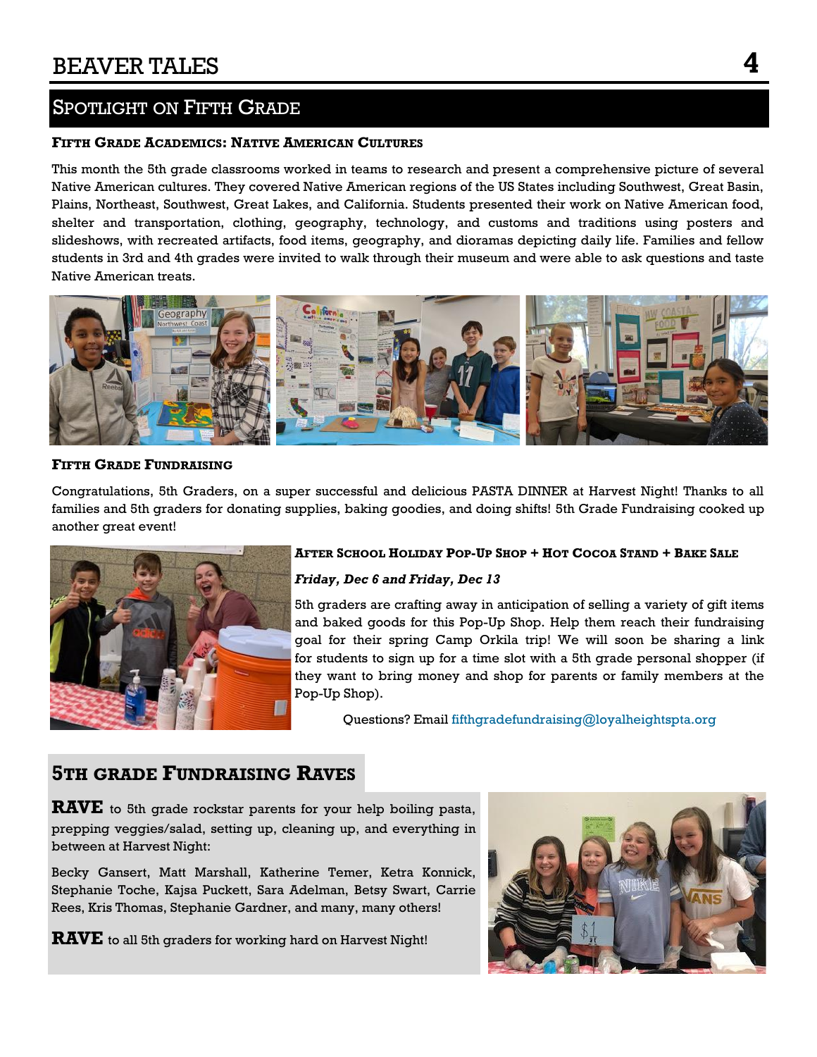## Spotlight on Fifth Grade

### Fifth Grade Academics: Native American Cultures

This month the 5th grade classrooms worked in teams to research and present a comprehensive picture of several Native American cultures. They covered Native American regions of the US States including Southwest, Great Basin, Plains, Northeast, Southwest, Great Lakes, and California. Students presented their work on Native American food, shelter and transportation, clothing, geography, technology, and customs and traditions using posters and slideshows, with recreated artifacts, food items, geography, and dioramas depicting daily life. Families and fellow students in 3rd and 4th grades were invited to walk through their museum and were able to ask questions and taste Native American treats.

### Fifth Grade Fundraising

Congratulations, 5th Graders, on a super successful and delicious PASTA DINNER at Harvest Night! Thanks to all families and 5th graders for donating supplies, baking goodies, and doing shifts! 5th Grade Fundraising cooked up another great event!

### After School Holiday Pop-Up Shop + Hot Cocoa Stand + Bake Sale

***Friday, Dec 6 and Friday, Dec 13***

5th graders are crafting away in anticipation of selling a variety of gift items and baked goods for this Pop-Up Shop. Help them reach their fundraising goal for their spring Camp Orkila trip! We will soon be sharing a link for students to sign up for a time slot with a 5th grade personal shopper (if they want to bring money and shop for parents or family members at the Pop-Up Shop).

Questions? Email fifthgradefundraising@loyalheightspta.org

## 5th Grade Fundraising Raves

**RAVE** to 5th grade rockstar parents for your help boiling pasta, prepping veggies/salad, setting up, cleaning up, and everything in between at Harvest Night:

Becky Gansert, Matt Marshall, Katherine Temer, Ketra Konnick, Stephanie Toche, Kajsa Puckett, Sara Adelman, Betsy Swart, Carrie Rees, Kris Thomas, Stephanie Gardner, and many, many others!

**RAVE** to all 5th graders for working hard on Harvest Night!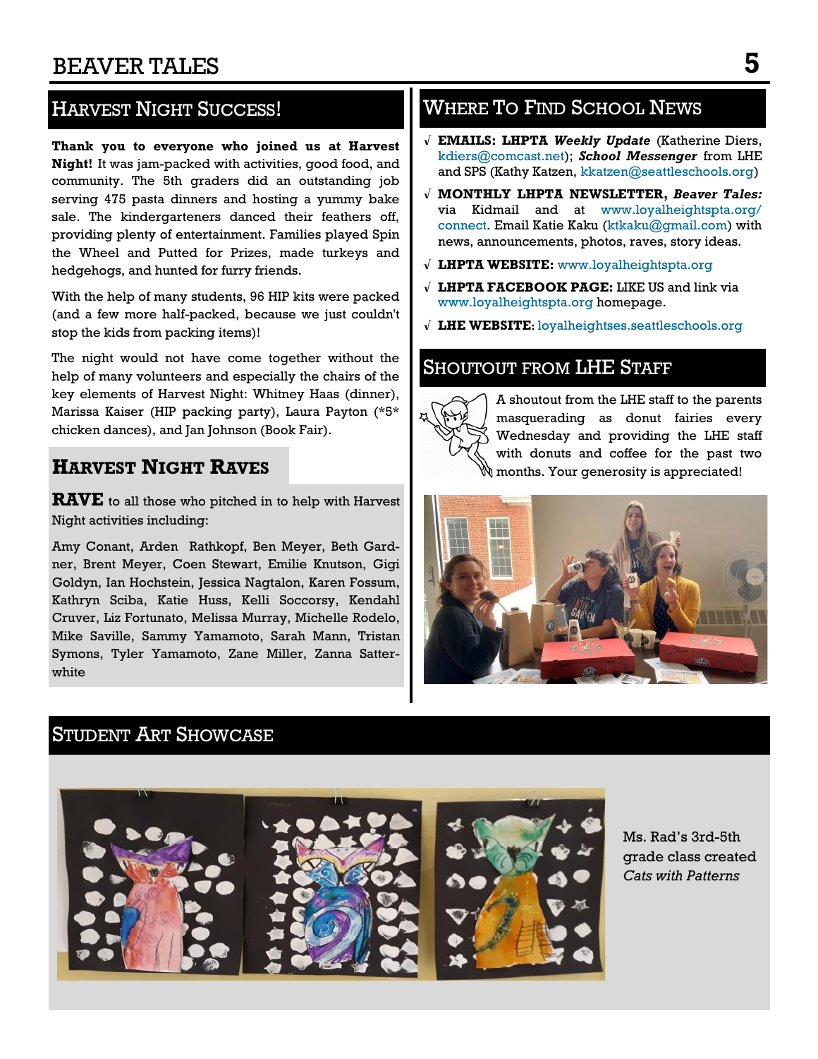## Harvest Night Success!

**Thank you to everyone who joined us at Harvest Night!** It was jam-packed with activities, good food, and community. The 5th graders did an outstanding job serving 475 pasta dinners and hosting a yummy bake sale. The kindergarteners danced their feathers off, providing plenty of entertainment. Families played Spin the Wheel and Putted for Prizes, made turkeys and hedgehogs, and hunted for furry friends.

With the help of many students, 96 HIP kits were packed (and a few more half-packed, because we just couldn't stop the kids from packing items)!

The night would not have come together without the help of many volunteers and especially the chairs of the key elements of Harvest Night: Whitney Haas (dinner), Marissa Kaiser (HIP packing party), Laura Payton (*5* chicken dances), and Jan Johnson (Book Fair).

### Harvest Night Raves

**RAVE** to all those who pitched in to help with Harvest Night activities including:

Amy Conant, Arden Rathkopf, Ben Meyer, Beth Gardner, Brent Meyer, Coen Stewart, Emilie Knutson, Gigi Goldyn, Ian Hochstein, Jessica Nagtalon, Karen Fossum, Kathryn Sciba, Katie Huss, Kelli Soccorsy, Kendahl Cruver, Liz Fortunato, Melissa Murray, Michelle Rodelo, Mike Saville, Sammy Yamamoto, Sarah Mann, Tristan Symons, Tyler Yamamoto, Zane Miller, Zanna Satterwhite

## Where To Find School News

- √ **EMAILS: LHPTA *Weekly Update*** (Katherine Diers, kdiers@comcast.net); ***School Messenger*** from LHE and SPS (Kathy Katzen, kkatzen@seattleschools.org)
- √ **MONTHLY LHPTA NEWSLETTER, *Beaver Tales:*** via Kidmail and at www.loyalheightspta.org/connect. Email Katie Kaku (ktkaku@gmail.com) with news, announcements, photos, raves, story ideas.
- √ **LHPTA WEBSITE:** www.loyalheightspta.org
- √ **LHPTA FACEBOOK PAGE:** LIKE US and link via www.loyalheightspta.org homepage.
- √ **LHE WEBSITE:** loyalheightses.seattleschools.org

## Shoutout from LHE Staff

A shoutout from the LHE staff to the parents masquerading as donut fairies every Wednesday and providing the LHE staff with donuts and coffee for the past two months. Your generosity is appreciated!

## Student Art Showcase

Ms. Rad's 3rd-5th grade class created *Cats with Patterns*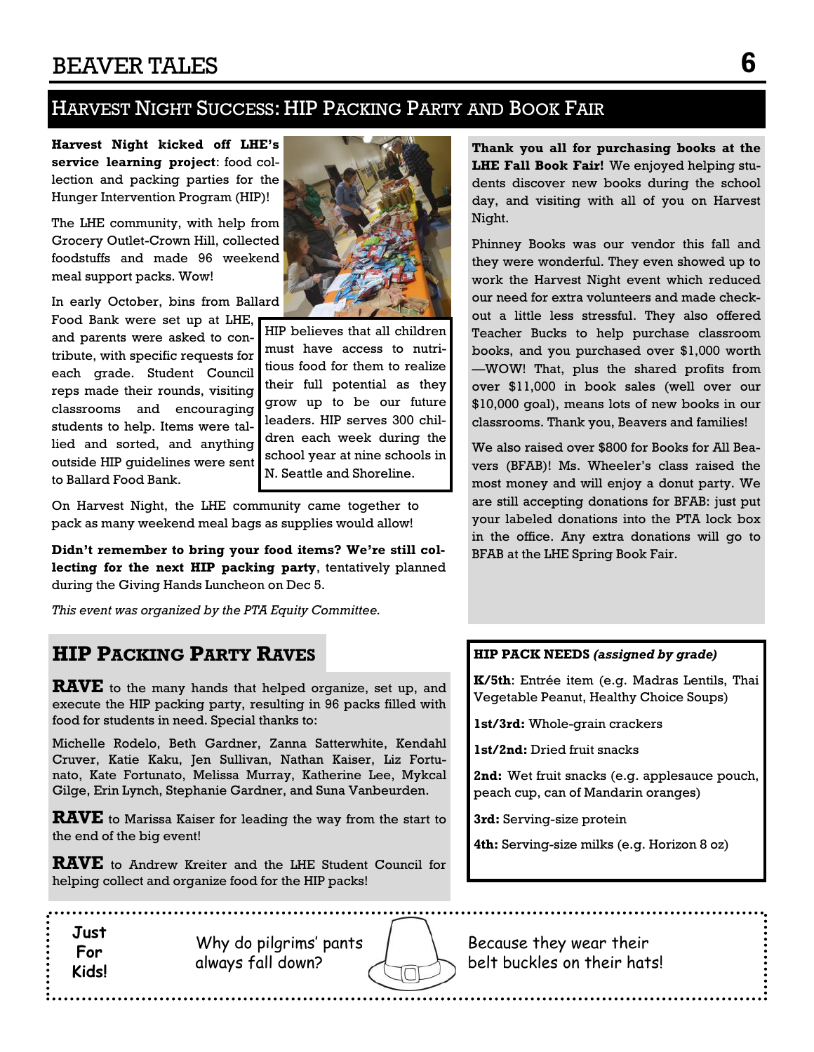## Harvest Night Success: HIP Packing Party and Book Fair

**Harvest Night kicked off LHE's service learning project**: food collection and packing parties for the Hunger Intervention Program (HIP)!

The LHE community, with help from Grocery Outlet-Crown Hill, collected foodstuffs and made 96 weekend meal support packs. Wow!

In early October, bins from Ballard Food Bank were set up at LHE, and parents were asked to contribute, with specific requests for each grade. Student Council reps made their rounds, visiting classrooms and encouraging students to help. Items were tallied and sorted, and anything outside HIP guidelines were sent to Ballard Food Bank.

HIP believes that all children must have access to nutritious food for them to realize their full potential as they grow up to be our future leaders. HIP serves 300 children each week during the school year at nine schools in N. Seattle and Shoreline.

On Harvest Night, the LHE community came together to pack as many weekend meal bags as supplies would allow!

**Didn't remember to bring your food items? We're still collecting for the next HIP packing party**, tentatively planned during the Giving Hands Luncheon on Dec 5.

*This event was organized by the PTA Equity Committee.*

**Thank you all for purchasing books at the LHE Fall Book Fair!** We enjoyed helping students discover new books during the school day, and visiting with all of you on Harvest Night.

Phinney Books was our vendor this fall and they were wonderful. They even showed up to work the Harvest Night event which reduced our need for extra volunteers and made check-out a little less stressful. They also offered Teacher Bucks to help purchase classroom books, and you purchased over $1,000 worth—WOW! That, plus the shared profits from over $11,000 in book sales (well over our $10,000 goal), means lots of new books in our classrooms. Thank you, Beavers and families!

We also raised over $800 for Books for All Beavers (BFAB)! Ms. Wheeler's class raised the most money and will enjoy a donut party. We are still accepting donations for BFAB: just put your labeled donations into the PTA lock box in the office. Any extra donations will go to BFAB at the LHE Spring Book Fair.

### HIP Packing Party Raves

**RAVE** to the many hands that helped organize, set up, and execute the HIP packing party, resulting in 96 packs filled with food for students in need. Special thanks to:

Michelle Rodelo, Beth Gardner, Zanna Satterwhite, Kendahl Cruver, Katie Kaku, Jen Sullivan, Nathan Kaiser, Liz Fortunato, Kate Fortunato, Melissa Murray, Katherine Lee, Mykcal Gilge, Erin Lynch, Stephanie Gardner, and Suna Vanbeurden.

**RAVE** to Marissa Kaiser for leading the way from the start to the end of the big event!

**RAVE** to Andrew Kreiter and the LHE Student Council for helping collect and organize food for the HIP packs!

**HIP PACK NEEDS** ***(assigned by grade)***

**K/5th**: Entrée item (e.g. Madras Lentils, Thai Vegetable Peanut, Healthy Choice Soups)

**1st/3rd:** Whole-grain crackers

**1st/2nd:** Dried fruit snacks

**2nd:** Wet fruit snacks (e.g. applesauce pouch, peach cup, can of Mandarin oranges)

**3rd:** Serving-size protein

**4th:** Serving-size milks (e.g. Horizon 8 oz)

**Just For Kids!**

Why do pilgrims' pants always fall down?

Because they wear their belt buckles on their hats!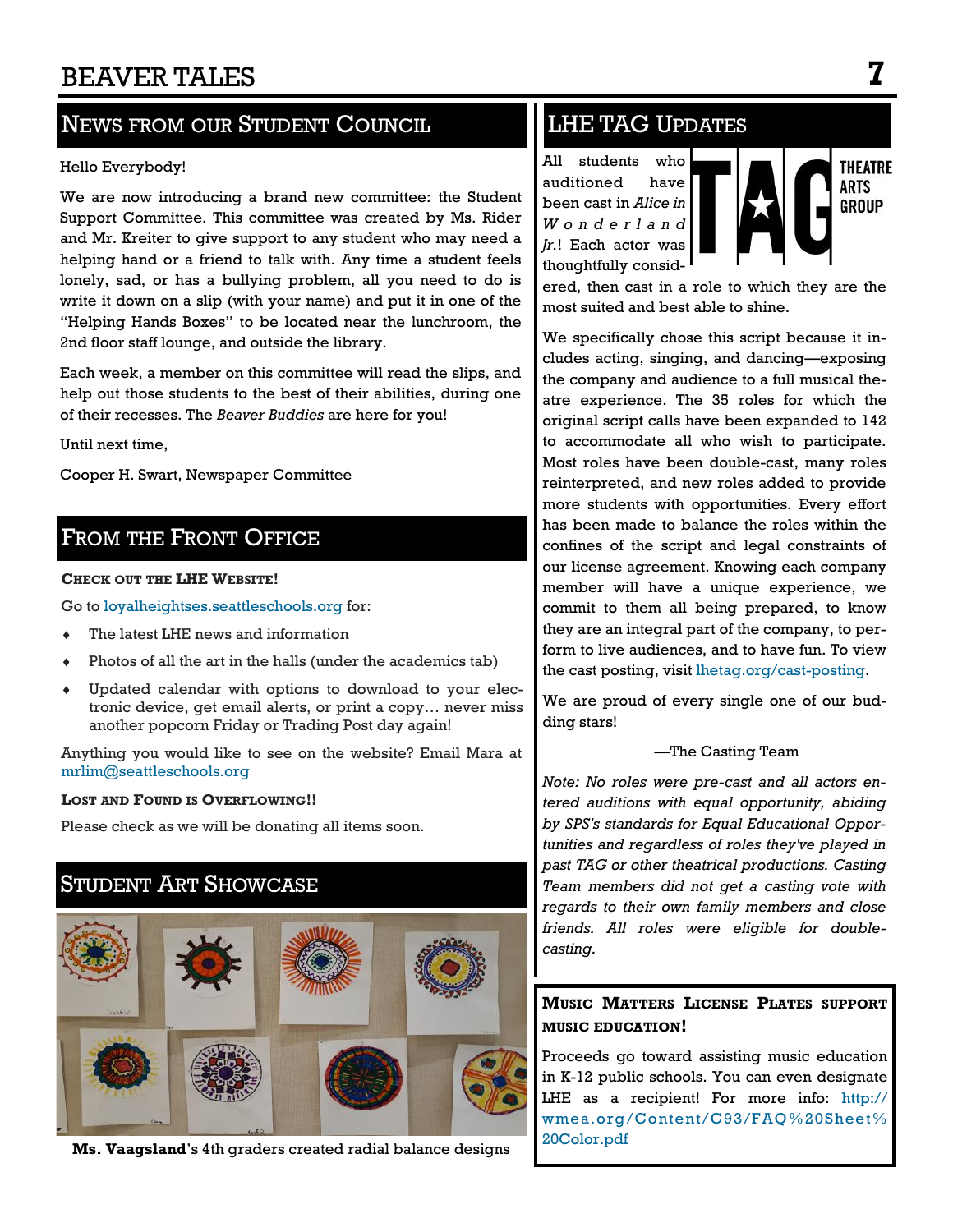## News from our Student Council

Hello Everybody!

We are now introducing a brand new committee: the Student Support Committee. This committee was created by Ms. Rider and Mr. Kreiter to give support to any student who may need a helping hand or a friend to talk with. Any time a student feels lonely, sad, or has a bullying problem, all you need to do is write it down on a slip (with your name) and put it in one of the "Helping Hands Boxes" to be located near the lunchroom, the 2nd floor staff lounge, and outside the library.

Each week, a member on this committee will read the slips, and help out those students to the best of their abilities, during one of their recesses. The *Beaver Buddies* are here for you!

Until next time,

Cooper H. Swart, Newspaper Committee

## From the Front Office

**Check out the LHE Website!**

Go to loyalheightses.seattleschools.org for:

- The latest LHE news and information
- Photos of all the art in the halls (under the academics tab)
- Updated calendar with options to download to your electronic device, get email alerts, or print a copy… never miss another popcorn Friday or Trading Post day again!

Anything you would like to see on the website? Email Mara at mrlim@seattleschools.org

**Lost and Found is Overflowing!!**

Please check as we will be donating all items soon.

## Student Art Showcase

**Ms. Vaagsland**'s 4th graders created radial balance designs

## LHE TAG Updates

TAG THEATRE ARTS GROUP

All students who auditioned have been cast in *Alice in Wonderland Jr.*! Each actor was thoughtfully considered, then cast in a role to which they are the most suited and best able to shine.

We specifically chose this script because it includes acting, singing, and dancing—exposing the company and audience to a full musical theatre experience. The 35 roles for which the original script calls have been expanded to 142 to accommodate all who wish to participate. Most roles have been double-cast, many roles reinterpreted, and new roles added to provide more students with opportunities. Every effort has been made to balance the roles within the confines of the script and legal constraints of our license agreement. Knowing each company member will have a unique experience, we commit to them all being prepared, to know they are an integral part of the company, to perform to live audiences, and to have fun. To view the cast posting, visit lhetag.org/cast-posting.

We are proud of every single one of our budding stars!

—The Casting Team

*Note: No roles were pre-cast and all actors entered auditions with equal opportunity, abiding by SPS's standards for Equal Educational Opportunities and regardless of roles they've played in past TAG or other theatrical productions. Casting Team members did not get a casting vote with regards to their own family members and close friends. All roles were eligible for double-casting.*

**Music Matters License Plates support music education!**

Proceeds go toward assisting music education in K-12 public schools. You can even designate LHE as a recipient! For more info: http://wmea.org/Content/C93/FAQ%20Sheet%20Color.pdf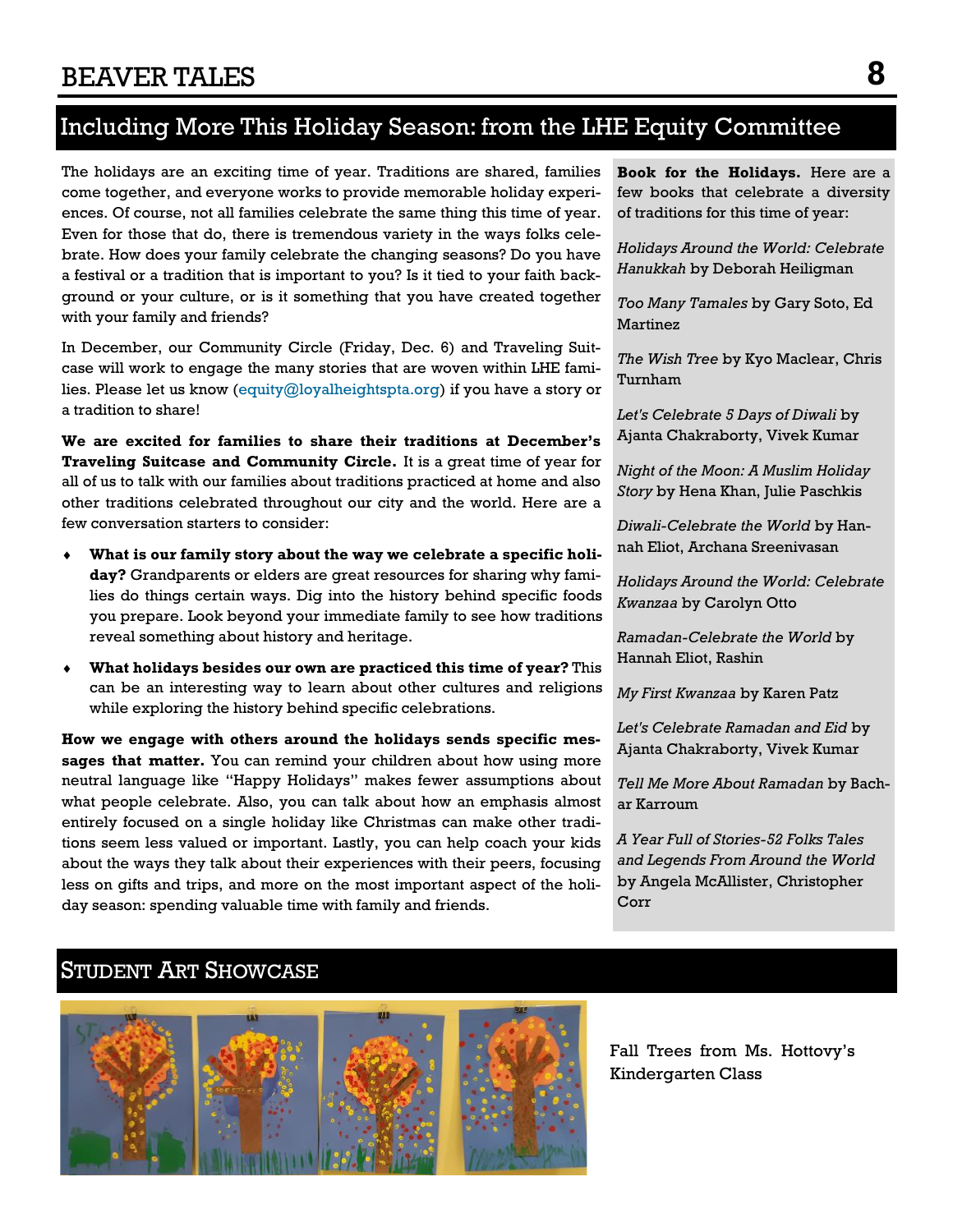## Including More This Holiday Season: from the LHE Equity Committee

The holidays are an exciting time of year. Traditions are shared, families come together, and everyone works to provide memorable holiday experiences. Of course, not all families celebrate the same thing this time of year. Even for those that do, there is tremendous variety in the ways folks celebrate. How does your family celebrate the changing seasons? Do you have a festival or a tradition that is important to you? Is it tied to your faith background or your culture, or is it something that you have created together with your family and friends?

In December, our Community Circle (Friday, Dec. 6) and Traveling Suitcase will work to engage the many stories that are woven within LHE families. Please let us know (equity@loyalheightspta.org) if you have a story or a tradition to share!

**We are excited for families to share their traditions at December's Traveling Suitcase and Community Circle.** It is a great time of year for all of us to talk with our families about traditions practiced at home and also other traditions celebrated throughout our city and the world. Here are a few conversation starters to consider:

- **What is our family story about the way we celebrate a specific holiday?** Grandparents or elders are great resources for sharing why families do things certain ways. Dig into the history behind specific foods you prepare. Look beyond your immediate family to see how traditions reveal something about history and heritage.
- **What holidays besides our own are practiced this time of year?** This can be an interesting way to learn about other cultures and religions while exploring the history behind specific celebrations.

**How we engage with others around the holidays sends specific messages that matter.** You can remind your children about how using more neutral language like "Happy Holidays" makes fewer assumptions about what people celebrate. Also, you can talk about how an emphasis almost entirely focused on a single holiday like Christmas can make other traditions seem less valued or important. Lastly, you can help coach your kids about the ways they talk about their experiences with their peers, focusing less on gifts and trips, and more on the most important aspect of the holiday season: spending valuable time with family and friends.

**Book for the Holidays.** Here are a few books that celebrate a diversity of traditions for this time of year:

*Holidays Around the World: Celebrate Hanukkah* by Deborah Heiligman

*Too Many Tamales* by Gary Soto, Ed Martinez

*The Wish Tree* by Kyo Maclear, Chris Turnham

*Let's Celebrate 5 Days of Diwali* by Ajanta Chakraborty, Vivek Kumar

*Night of the Moon: A Muslim Holiday Story* by Hena Khan, Julie Paschkis

*Diwali-Celebrate the World* by Hannah Eliot, Archana Sreenivasan

*Holidays Around the World: Celebrate Kwanzaa* by Carolyn Otto

*Ramadan-Celebrate the World* by Hannah Eliot, Rashin

*My First Kwanzaa* by Karen Patz

*Let's Celebrate Ramadan and Eid* by Ajanta Chakraborty, Vivek Kumar

*Tell Me More About Ramadan* by Bachar Karroum

*A Year Full of Stories-52 Folks Tales and Legends From Around the World* by Angela McAllister, Christopher Corr

## Student Art Showcase

Fall Trees from Ms. Hottovy's Kindergarten Class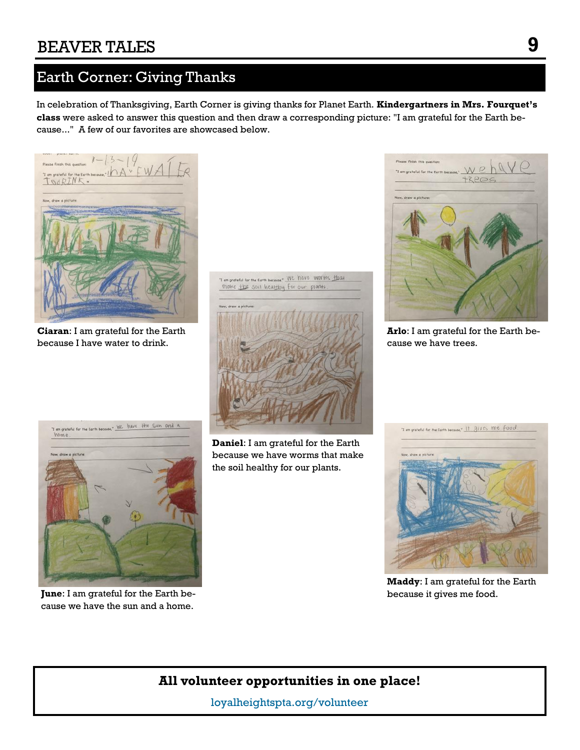## Earth Corner: Giving Thanks

In celebration of Thanksgiving, Earth Corner is giving thanks for Planet Earth. **Kindergartners in Mrs. Fourquet's class** were asked to answer this question and then draw a corresponding picture: "I am grateful for the Earth because..." A few of our favorites are showcased below.

**Ciaran**: I am grateful for the Earth because I have water to drink.

**Daniel**: I am grateful for the Earth because we have worms that make the soil healthy for our plants.

**Arlo**: I am grateful for the Earth because we have trees.

**June**: I am grateful for the Earth because we have the sun and a home.

**Maddy**: I am grateful for the Earth because it gives me food.

**All volunteer opportunities in one place!**

loyalheightspta.org/volunteer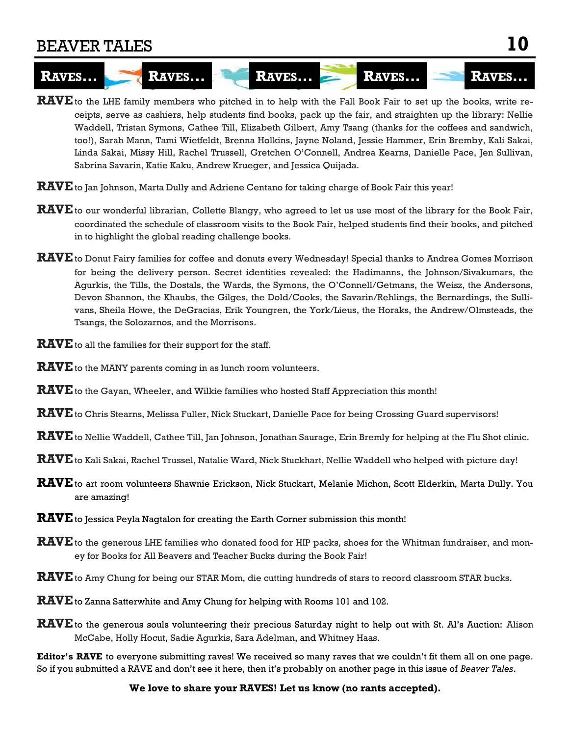# RAVES… RAVES… RAVES… RAVES… RAVES…

**RAVE** to the LHE family members who pitched in to help with the Fall Book Fair to set up the books, write receipts, serve as cashiers, help students find books, pack up the fair, and straighten up the library: Nellie Waddell, Tristan Symons, Cathee Till, Elizabeth Gilbert, Amy Tsang (thanks for the coffees and sandwich, too!), Sarah Mann, Tami Wietfeldt, Brenna Holkins, Jayne Noland, Jessie Hammer, Erin Bremby, Kali Sakai, Linda Sakai, Missy Hill, Rachel Trussell, Gretchen O'Connell, Andrea Kearns, Danielle Pace, Jen Sullivan, Sabrina Savarin, Katie Kaku, Andrew Krueger, and Jessica Quijada.

**RAVE** to Jan Johnson, Marta Dully and Adriene Centano for taking charge of Book Fair this year!

**RAVE** to our wonderful librarian, Collette Blangy, who agreed to let us use most of the library for the Book Fair, coordinated the schedule of classroom visits to the Book Fair, helped students find their books, and pitched in to highlight the global reading challenge books.

**RAVE** to Donut Fairy families for coffee and donuts every Wednesday! Special thanks to Andrea Gomes Morrison for being the delivery person. Secret identities revealed: the Hadimanns, the Johnson/Sivakumars, the Agurkis, the Tills, the Dostals, the Wards, the Symons, the O'Connell/Getmans, the Weisz, the Andersons, Devon Shannon, the Khaubs, the Gilges, the Dold/Cooks, the Savarin/Rehlings, the Bernardings, the Sullivans, Sheila Howe, the DeGracias, Erik Youngren, the York/Lieus, the Horaks, the Andrew/Olmsteads, the Tsangs, the Solozarnos, and the Morrisons.

**RAVE** to all the families for their support for the staff.

**RAVE** to the MANY parents coming in as lunch room volunteers.

**RAVE** to the Gayan, Wheeler, and Wilkie families who hosted Staff Appreciation this month!

**RAVE** to Chris Stearns, Melissa Fuller, Nick Stuckart, Danielle Pace for being Crossing Guard supervisors!

**RAVE** to Nellie Waddell, Cathee Till, Jan Johnson, Jonathan Saurage, Erin Bremly for helping at the Flu Shot clinic.

**RAVE** to Kali Sakai, Rachel Trussel, Natalie Ward, Nick Stuckhart, Nellie Waddell who helped with picture day!

**RAVE** to art room volunteers Shawnie Erickson, Nick Stuckart, Melanie Michon, Scott Elderkin, Marta Dully. You are amazing!

**RAVE** to Jessica Peyla Nagtalon for creating the Earth Corner submission this month!

**RAVE** to the generous LHE families who donated food for HIP packs, shoes for the Whitman fundraiser, and money for Books for All Beavers and Teacher Bucks during the Book Fair!

**RAVE** to Amy Chung for being our STAR Mom, die cutting hundreds of stars to record classroom STAR bucks.

**RAVE** to Zanna Satterwhite and Amy Chung for helping with Rooms 101 and 102.

**RAVE** to the generous souls volunteering their precious Saturday night to help out with St. Al's Auction: Alison McCabe, Holly Hocut, Sadie Agurkis, Sara Adelman, and Whitney Haas.

**Editor's RAVE** to everyone submitting raves! We received so many raves that we couldn't fit them all on one page. So if you submitted a RAVE and don't see it here, then it's probably on another page in this issue of *Beaver Tales*.

**We love to share your RAVES! Let us know (no rants accepted).**